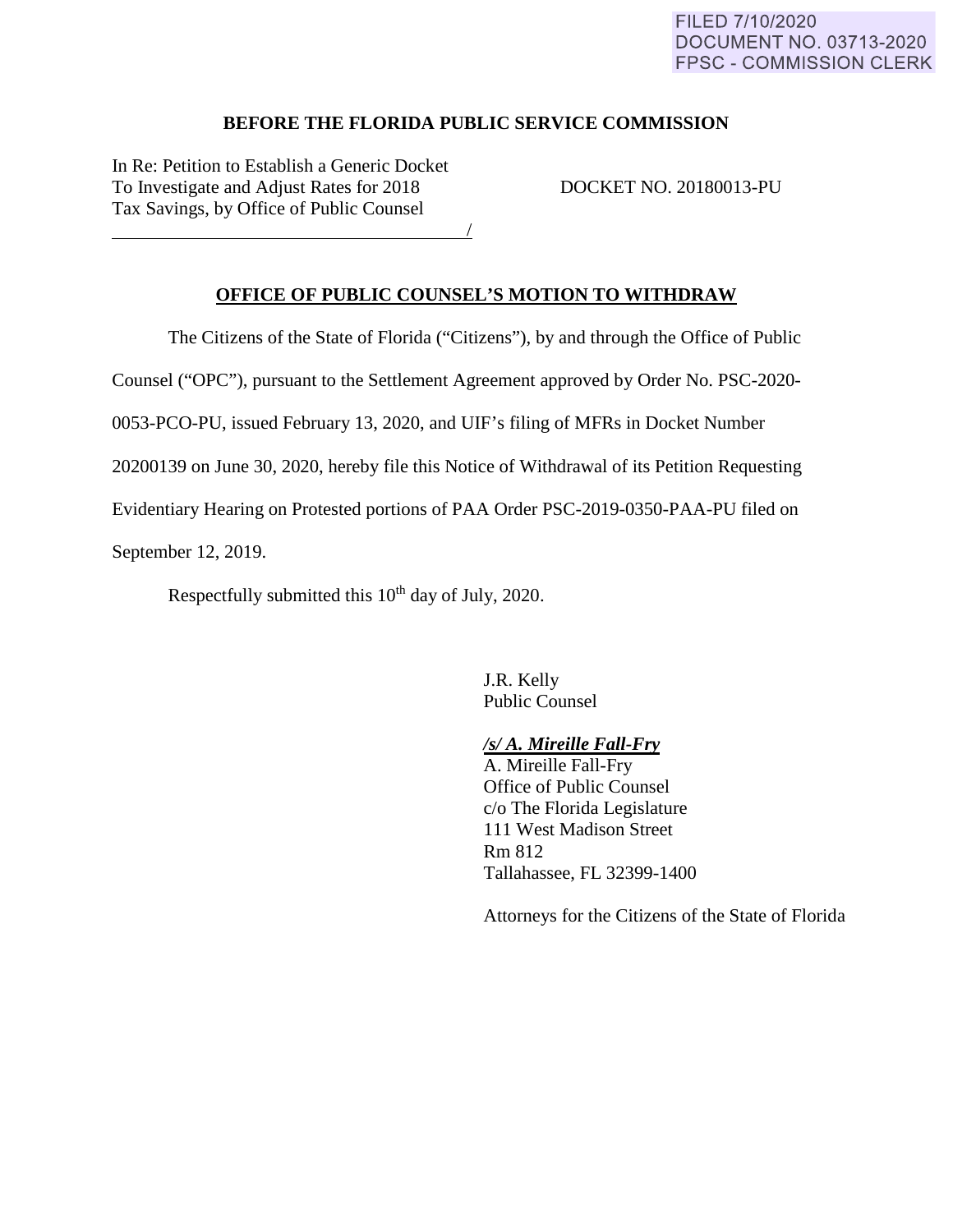FILED 7/10/2020
DOCUMENT NO. 03713-2020
FPSC - COMMISSION CLERK

**BEFORE THE FLORIDA PUBLIC SERVICE COMMISSION**

In Re: Petition to Establish a Generic Docket To Investigate and Adjust Rates for 2018 Tax Savings, by Office of Public Counsel
/

DOCKET NO. 20180013-PU

**OFFICE OF PUBLIC COUNSEL'S MOTION TO WITHDRAW**

The Citizens of the State of Florida ("Citizens"), by and through the Office of Public Counsel ("OPC"), pursuant to the Settlement Agreement approved by Order No. PSC-2020-0053-PCO-PU, issued February 13, 2020, and UIF's filing of MFRs in Docket Number 20200139 on June 30, 2020, hereby file this Notice of Withdrawal of its Petition Requesting Evidentiary Hearing on Protested portions of PAA Order PSC-2019-0350-PAA-PU filed on September 12, 2019.

Respectfully submitted this 10th day of July, 2020.

J.R. Kelly
Public Counsel

***/s/ A. Mireille Fall-Fry***
A. Mireille Fall-Fry
Office of Public Counsel
c/o The Florida Legislature
111 West Madison Street
Rm 812
Tallahassee, FL 32399-1400

Attorneys for the Citizens of the State of Florida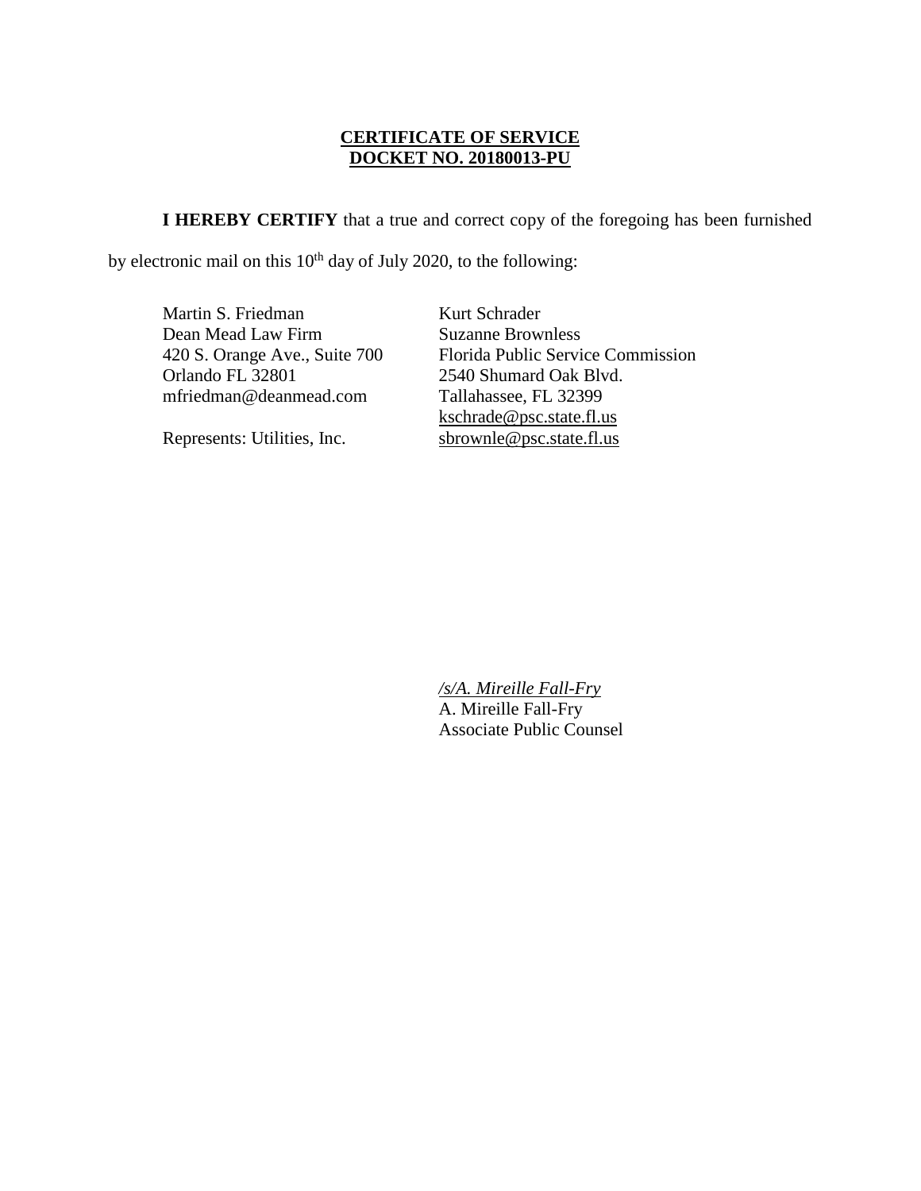**CERTIFICATE OF SERVICE**
**DOCKET NO. 20180013-PU**

**I HEREBY CERTIFY** that a true and correct copy of the foregoing has been furnished by electronic mail on this 10th day of July 2020, to the following:

Martin S. Friedman
Dean Mead Law Firm
420 S. Orange Ave., Suite 700
Orlando FL 32801
mfriedman@deanmead.com

Represents: Utilities, Inc.

Kurt Schrader
Suzanne Brownless
Florida Public Service Commission
2540 Shumard Oak Blvd.
Tallahassee, FL 32399
kschrade@psc.state.fl.us
sbrownle@psc.state.fl.us

*/s/A. Mireille Fall-Fry*
A. Mireille Fall-Fry
Associate Public Counsel